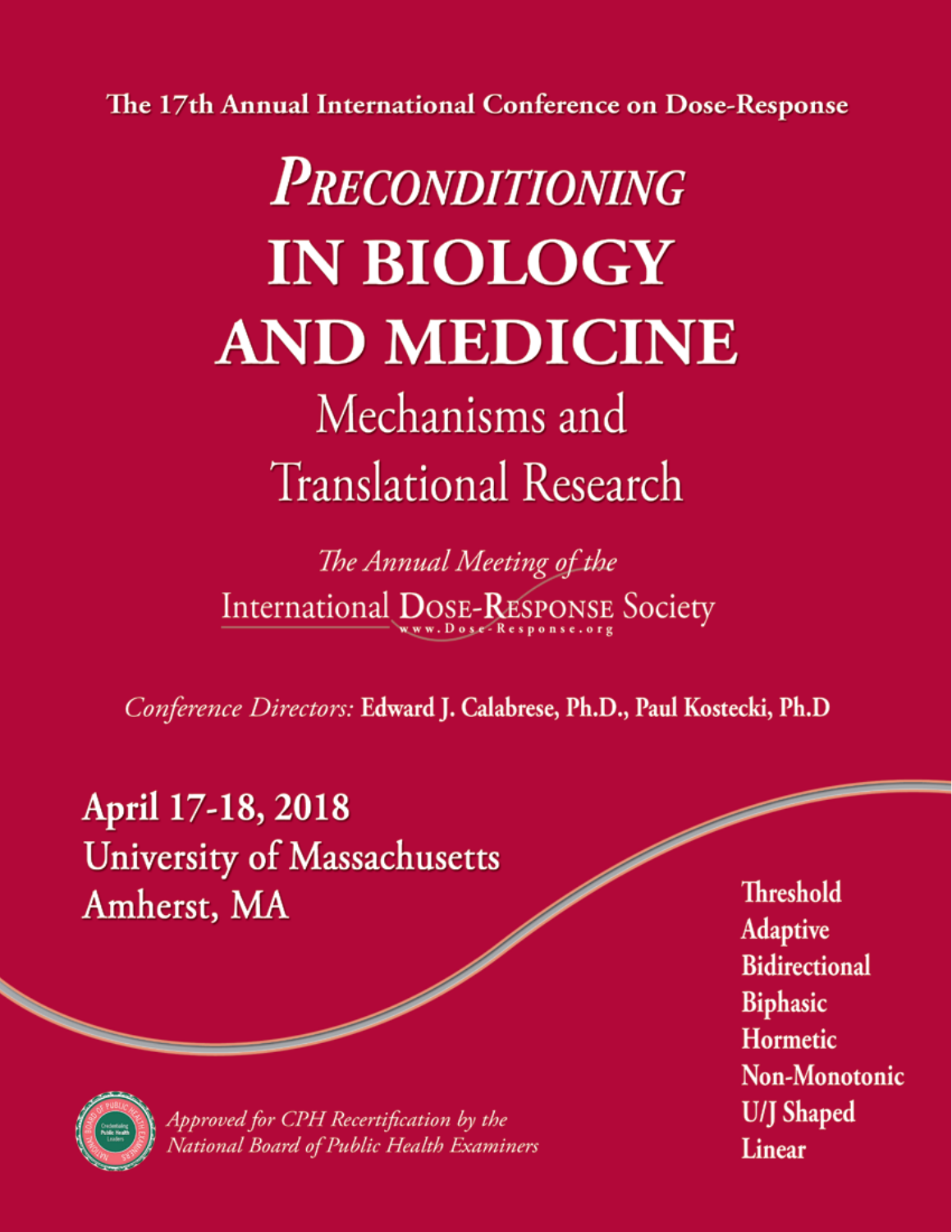The 17th Annual International Conference on Dose-Response

# *PRECONDITIONING* IN BIOLOGY AND MEDICINE

## Mechanisms and Translational Research

*The Annual Meeting of the*

International DOSE-RESPONSE Society

www.Dose-Response.org

*Conference Directors:* **Edward J. Calabrese, Ph.D., Paul Kostecki, Ph.D**

**April 17-18, 2018**
**University of Massachusetts**
**Amherst, MA**

**Threshold**
**Adaptive**
**Bidirectional**
**Biphasic**
**Hormetic**
**Non-Monotonic**
**U/J Shaped**
**Linear**

*Approved for CPH Recertification by the National Board of Public Health Examiners*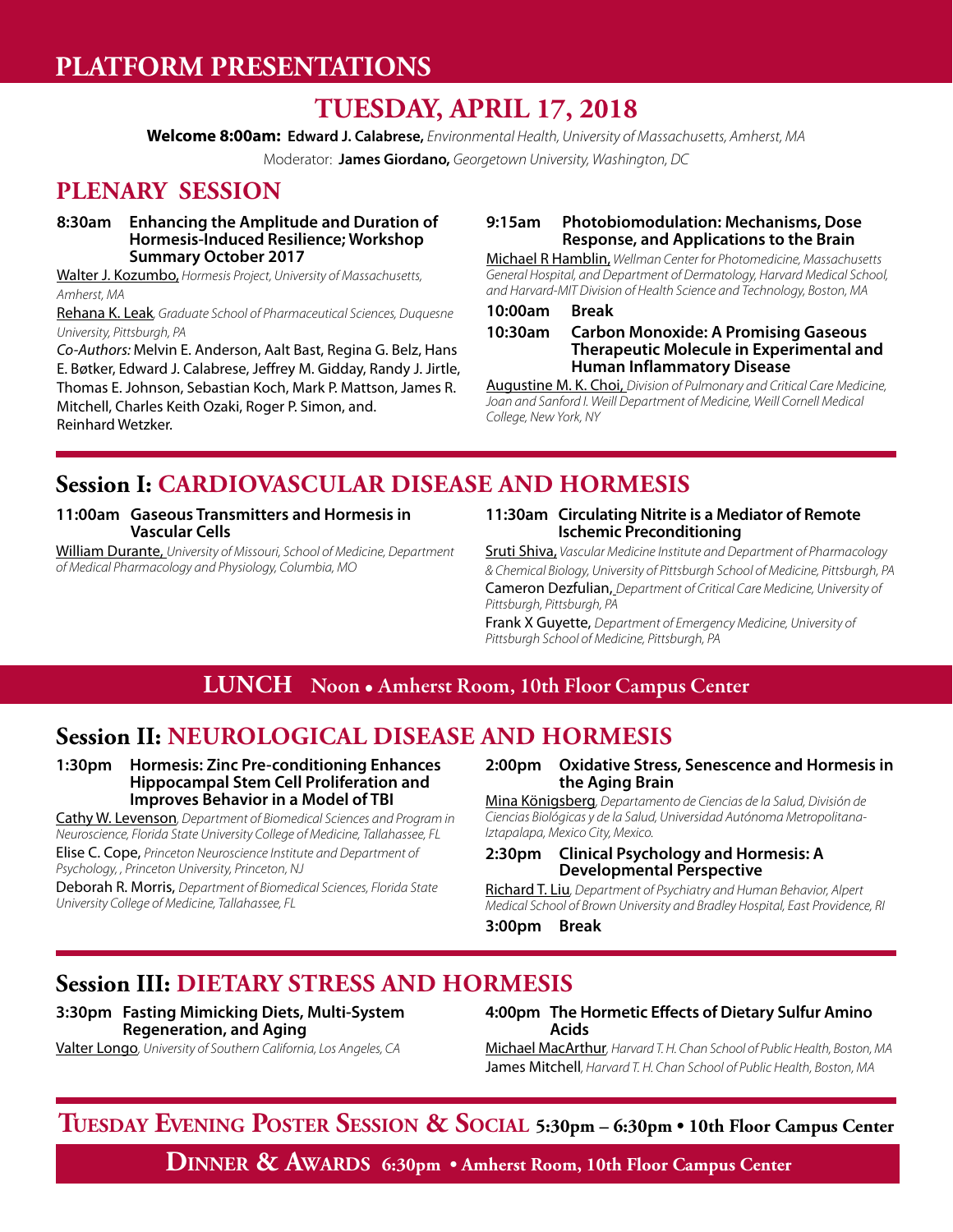# PLATFORM PRESENTATIONS

## TUESDAY, APRIL 17, 2018

**Welcome 8:00am: Edward J. Calabrese,** *Environmental Health, University of Massachusetts, Amherst, MA*

Moderator: **James Giordano,** *Georgetown University, Washington, DC*

## PLENARY SESSION

**8:30am Enhancing the Amplitude and Duration of Hormesis-Induced Resilience; Workshop Summary October 2017**

Walter J. Kozumbo, *Hormesis Project, University of Massachusetts, Amherst, MA*

Rehana K. Leak, *Graduate School of Pharmaceutical Sciences, Duquesne University, Pittsburgh, PA*

*Co-Authors:* Melvin E. Anderson, Aalt Bast, Regina G. Belz, Hans E. Bøtker, Edward J. Calabrese, Jeffrey M. Gidday, Randy J. Jirtle, Thomas E. Johnson, Sebastian Koch, Mark P. Mattson, James R. Mitchell, Charles Keith Ozaki, Roger P. Simon, and. Reinhard Wetzker.

**9:15am Photobiomodulation: Mechanisms, Dose Response, and Applications to the Brain**

Michael R Hamblin, *Wellman Center for Photomedicine, Massachusetts General Hospital, and Department of Dermatology, Harvard Medical School, and Harvard-MIT Division of Health Science and Technology, Boston, MA*

**10:00am Break**

**10:30am Carbon Monoxide: A Promising Gaseous Therapeutic Molecule in Experimental and Human Inflammatory Disease**

Augustine M. K. Choi, *Division of Pulmonary and Critical Care Medicine, Joan and Sanford I. Weill Department of Medicine, Weill Cornell Medical College, New York, NY*

## Session I: CARDIOVASCULAR DISEASE AND HORMESIS

**11:00am Gaseous Transmitters and Hormesis in Vascular Cells**

William Durante, *University of Missouri, School of Medicine, Department of Medical Pharmacology and Physiology, Columbia, MO*

**11:30am Circulating Nitrite is a Mediator of Remote Ischemic Preconditioning**

Sruti Shiva, *Vascular Medicine Institute and Department of Pharmacology & Chemical Biology, University of Pittsburgh School of Medicine, Pittsburgh, PA*

Cameron Dezfulian, *Department of Critical Care Medicine, University of Pittsburgh, Pittsburgh, PA*

Frank X Guyette, *Department of Emergency Medicine, University of Pittsburgh School of Medicine, Pittsburgh, PA*

**LUNCH Noon • Amherst Room, 10th Floor Campus Center**

## Session II: NEUROLOGICAL DISEASE AND HORMESIS

**1:30pm Hormesis: Zinc Pre-conditioning Enhances Hippocampal Stem Cell Proliferation and Improves Behavior in a Model of TBI**

Cathy W. Levenson, *Department of Biomedical Sciences and Program in Neuroscience, Florida State University College of Medicine, Tallahassee, FL*

Elise C. Cope, *Princeton Neuroscience Institute and Department of Psychology, , Princeton University, Princeton, NJ*

Deborah R. Morris, *Department of Biomedical Sciences, Florida State University College of Medicine, Tallahassee, FL*

**2:00pm Oxidative Stress, Senescence and Hormesis in the Aging Brain**

Mina Königsberg, *Departamento de Ciencias de la Salud, División de Ciencias Biológicas y de la Salud, Universidad Autónoma Metropolitana-Iztapalapa, Mexico City, Mexico.*

**2:30pm Clinical Psychology and Hormesis: A Developmental Perspective**

Richard T. Liu, *Department of Psychiatry and Human Behavior, Alpert Medical School of Brown University and Bradley Hospital, East Providence, RI*

**3:00pm Break**

## Session III: DIETARY STRESS AND HORMESIS

**3:30pm Fasting Mimicking Diets, Multi-System Regeneration, and Aging**

Valter Longo, *University of Southern California, Los Angeles, CA*

**4:00pm The Hormetic Effects of Dietary Sulfur Amino Acids**

Michael MacArthur, *Harvard T. H. Chan School of Public Health, Boston, MA*

James Mitchell, *Harvard T. H. Chan School of Public Health, Boston, MA*

**TUESDAY EVENING POSTER SESSION & SOCIAL 5:30pm – 6:30pm • 10th Floor Campus Center**

**DINNER & AWARDS 6:30pm • Amherst Room, 10th Floor Campus Center**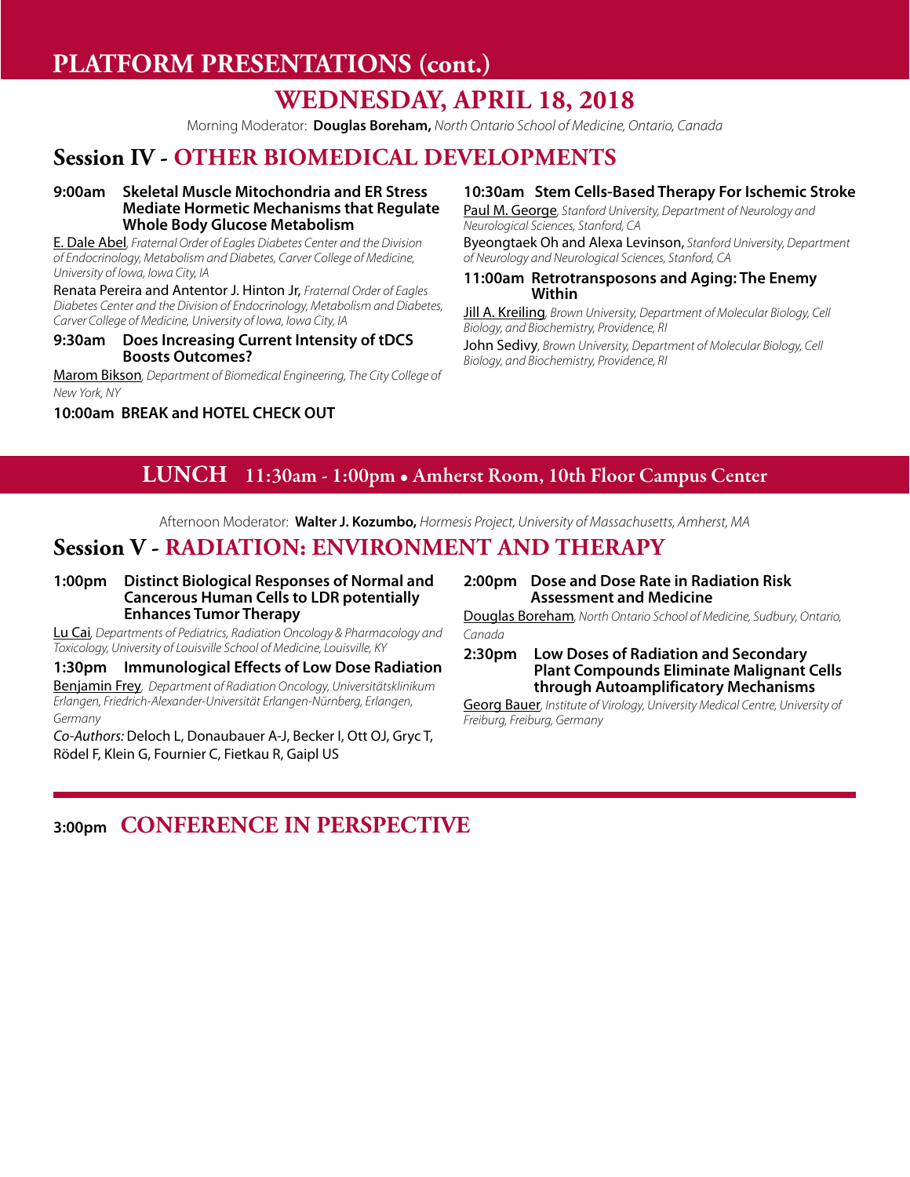# PLATFORM PRESENTATIONS (cont.)

## WEDNESDAY, APRIL 18, 2018

Morning Moderator: **Douglas Boreham,** *North Ontario School of Medicine, Ontario, Canada*

## Session IV - OTHER BIOMEDICAL DEVELOPMENTS

**9:00am Skeletal Muscle Mitochondria and ER Stress Mediate Hormetic Mechanisms that Regulate Whole Body Glucose Metabolism**

E. Dale Abel, *Fraternal Order of Eagles Diabetes Center and the Division of Endocrinology, Metabolism and Diabetes, Carver College of Medicine, University of Iowa, Iowa City, IA*

Renata Pereira and Antentor J. Hinton Jr, *Fraternal Order of Eagles Diabetes Center and the Division of Endocrinology, Metabolism and Diabetes, Carver College of Medicine, University of Iowa, Iowa City, IA*

**9:30am Does Increasing Current Intensity of tDCS Boosts Outcomes?**

Marom Bikson, *Department of Biomedical Engineering, The City College of New York, NY*

**10:00am BREAK and HOTEL CHECK OUT**

**10:30am Stem Cells-Based Therapy For Ischemic Stroke**

Paul M. George, *Stanford University, Department of Neurology and Neurological Sciences, Stanford, CA*

Byeongtaek Oh and Alexa Levinson, *Stanford University, Department of Neurology and Neurological Sciences, Stanford, CA*

**11:00am Retrotransposons and Aging: The Enemy Within**

Jill A. Kreiling, *Brown University, Department of Molecular Biology, Cell Biology, and Biochemistry, Providence, RI*

John Sedivy, *Brown University, Department of Molecular Biology, Cell Biology, and Biochemistry, Providence, RI*

## LUNCH 11:30am - 1:00pm • Amherst Room, 10th Floor Campus Center

Afternoon Moderator: **Walter J. Kozumbo,** *Hormesis Project, University of Massachusetts, Amherst, MA*

## Session V - RADIATION: ENVIRONMENT AND THERAPY

**1:00pm Distinct Biological Responses of Normal and Cancerous Human Cells to LDR potentially Enhances Tumor Therapy**

Lu Cai, *Departments of Pediatrics, Radiation Oncology & Pharmacology and Toxicology, University of Louisville School of Medicine, Louisville, KY*

**1:30pm Immunological Effects of Low Dose Radiation**

Benjamin Frey, *Department of Radiation Oncology, Universitätsklinikum Erlangen, Friedrich-Alexander-Universität Erlangen-Nürnberg, Erlangen, Germany*

*Co-Authors:* Deloch L, Donaubauer A-J, Becker I, Ott OJ, Gryc T, Rödel F, Klein G, Fournier C, Fietkau R, Gaipl US

**2:00pm Dose and Dose Rate in Radiation Risk Assessment and Medicine**

Douglas Boreham, *North Ontario School of Medicine, Sudbury, Ontario, Canada*

**2:30pm Low Doses of Radiation and Secondary Plant Compounds Eliminate Malignant Cells through Autoamplificatory Mechanisms**

Georg Bauer, *Institute of Virology, University Medical Centre, University of Freiburg, Freiburg, Germany*

## 3:00pm CONFERENCE IN PERSPECTIVE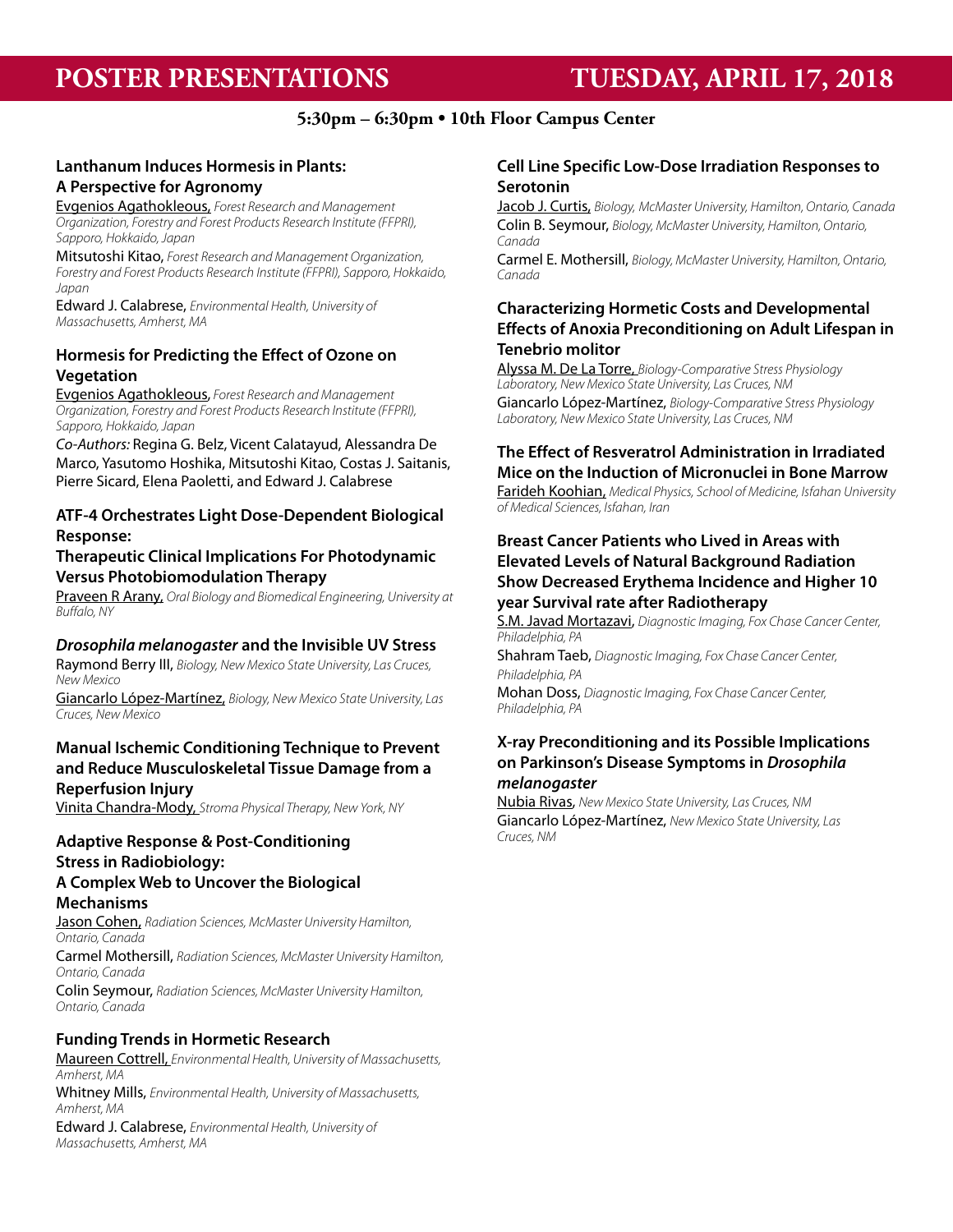# POSTER PRESENTATIONS TUESDAY, APRIL 17, 2018

**5:30pm – 6:30pm • 10th Floor Campus Center**

### Lanthanum Induces Hormesis in Plants: A Perspective for Agronomy

Evgenios Agathokleous, *Forest Research and Management Organization, Forestry and Forest Products Research Institute (FFPRI), Sapporo, Hokkaido, Japan*

Mitsutoshi Kitao, *Forest Research and Management Organization, Forestry and Forest Products Research Institute (FFPRI), Sapporo, Hokkaido, Japan*

Edward J. Calabrese, *Environmental Health, University of Massachusetts, Amherst, MA*

### Hormesis for Predicting the Effect of Ozone on Vegetation

Evgenios Agathokleous, *Forest Research and Management Organization, Forestry and Forest Products Research Institute (FFPRI), Sapporo, Hokkaido, Japan*

*Co-Authors:* Regina G. Belz, Vicent Calatayud, Alessandra De Marco, Yasutomo Hoshika, Mitsutoshi Kitao, Costas J. Saitanis, Pierre Sicard, Elena Paoletti, and Edward J. Calabrese

### ATF-4 Orchestrates Light Dose-Dependent Biological Response: Therapeutic Clinical Implications For Photodynamic Versus Photobiomodulation Therapy

Praveen R Arany, *Oral Biology and Biomedical Engineering, University at Buffalo, NY*

### *Drosophila melanogaster* and the Invisible UV Stress

Raymond Berry III, *Biology, New Mexico State University, Las Cruces, New Mexico*

Giancarlo López-Martínez, *Biology, New Mexico State University, Las Cruces, New Mexico*

### Manual Ischemic Conditioning Technique to Prevent and Reduce Musculoskeletal Tissue Damage from a Reperfusion Injury

Vinita Chandra-Mody, *Stroma Physical Therapy, New York, NY*

### Adaptive Response & Post-Conditioning Stress in Radiobiology: A Complex Web to Uncover the Biological Mechanisms

Jason Cohen, *Radiation Sciences, McMaster University Hamilton, Ontario, Canada*

Carmel Mothersill, *Radiation Sciences, McMaster University Hamilton, Ontario, Canada*

Colin Seymour, *Radiation Sciences, McMaster University Hamilton, Ontario, Canada*

### Funding Trends in Hormetic Research

Maureen Cottrell, *Environmental Health, University of Massachusetts, Amherst, MA*

Whitney Mills, *Environmental Health, University of Massachusetts, Amherst, MA*

Edward J. Calabrese, *Environmental Health, University of Massachusetts, Amherst, MA*

### Cell Line Specific Low-Dose Irradiation Responses to Serotonin

Jacob J. Curtis, *Biology, McMaster University, Hamilton, Ontario, Canada*

Colin B. Seymour, *Biology, McMaster University, Hamilton, Ontario, Canada*

Carmel E. Mothersill, *Biology, McMaster University, Hamilton, Ontario, Canada*

### Characterizing Hormetic Costs and Developmental Effects of Anoxia Preconditioning on Adult Lifespan in Tenebrio molitor

Alyssa M. De La Torre, *Biology-Comparative Stress Physiology Laboratory, New Mexico State University, Las Cruces, NM*

Giancarlo López-Martínez, *Biology-Comparative Stress Physiology Laboratory, New Mexico State University, Las Cruces, NM*

### The Effect of Resveratrol Administration in Irradiated Mice on the Induction of Micronuclei in Bone Marrow

Farideh Koohian, *Medical Physics, School of Medicine, Isfahan University of Medical Sciences, Isfahan, Iran*

### Breast Cancer Patients who Lived in Areas with Elevated Levels of Natural Background Radiation Show Decreased Erythema Incidence and Higher 10 year Survival rate after Radiotherapy

S.M. Javad Mortazavi, *Diagnostic Imaging, Fox Chase Cancer Center, Philadelphia, PA*

Shahram Taeb, *Diagnostic Imaging, Fox Chase Cancer Center, Philadelphia, PA*

Mohan Doss, *Diagnostic Imaging, Fox Chase Cancer Center, Philadelphia, PA*

### X-ray Preconditioning and its Possible Implications on Parkinson's Disease Symptoms in *Drosophila melanogaster*

Nubia Rivas, *New Mexico State University, Las Cruces, NM*

Giancarlo López-Martínez, *New Mexico State University, Las Cruces, NM*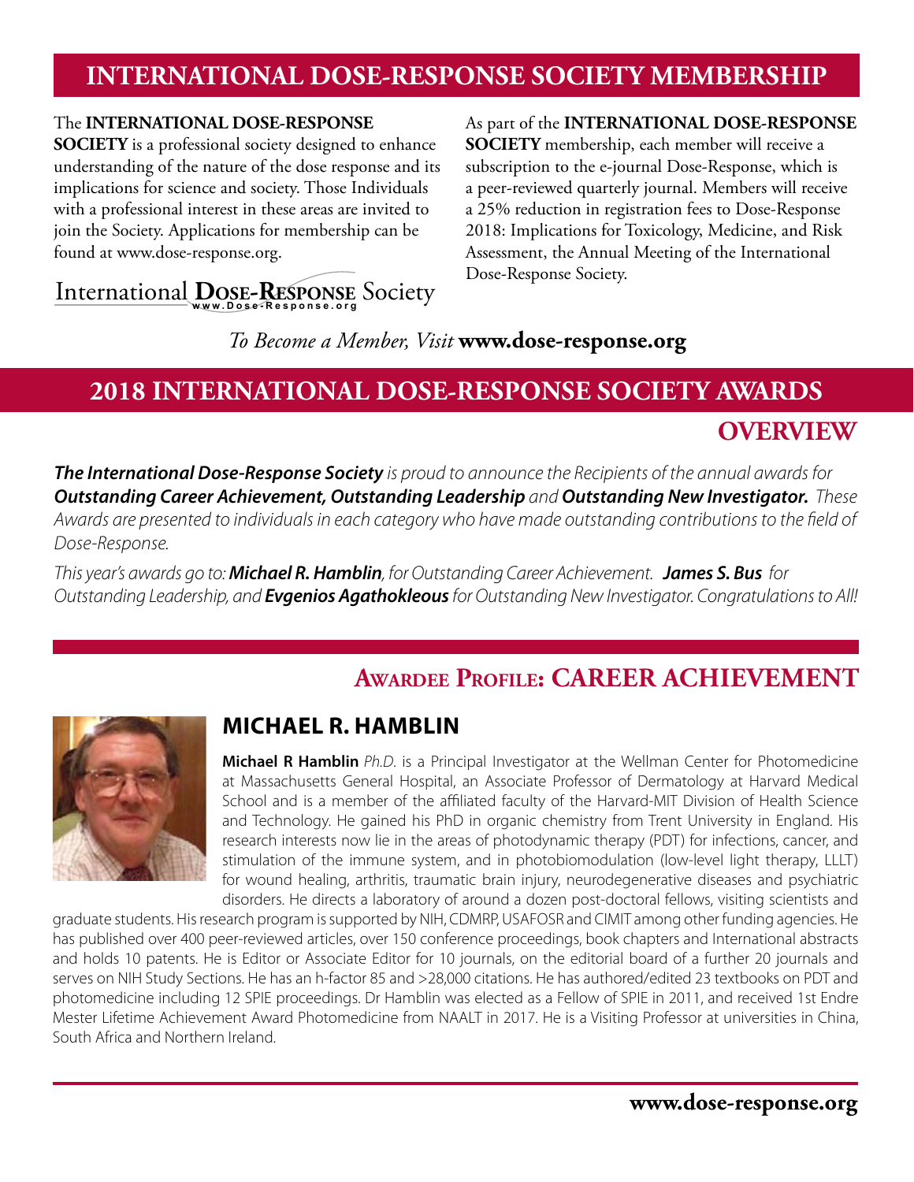# INTERNATIONAL DOSE-RESPONSE SOCIETY MEMBERSHIP

The **INTERNATIONAL DOSE-RESPONSE SOCIETY** is a professional society designed to enhance understanding of the nature of the dose response and its implications for science and society. Those Individuals with a professional interest in these areas are invited to join the Society. Applications for membership can be found at www.dose-response.org.

International DOSE-RESPONSE Society
www.Dose-Response.org

As part of the **INTERNATIONAL DOSE-RESPONSE SOCIETY** membership, each member will receive a subscription to the e-journal Dose-Response, which is a peer-reviewed quarterly journal. Members will receive a 25% reduction in registration fees to Dose-Response 2018: Implications for Toxicology, Medicine, and Risk Assessment, the Annual Meeting of the International Dose-Response Society.

*To Become a Member, Visit* **www.dose-response.org**

# 2018 INTERNATIONAL DOSE-RESPONSE SOCIETY AWARDS

## OVERVIEW

***The International Dose-Response Society*** *is proud to announce the Recipients of the annual awards for* ***Outstanding Career Achievement, Outstanding Leadership*** *and* ***Outstanding New Investigator.*** *These Awards are presented to individuals in each category who have made outstanding contributions to the field of Dose-Response.*

*This year's awards go to:* ***Michael R. Hamblin****, for Outstanding Career Achievement.* ***James S. Bus*** *for Outstanding Leadership, and* ***Evgenios Agathokleous*** *for Outstanding New Investigator. Congratulations to All!*

## AWARDEE PROFILE: CAREER ACHIEVEMENT

### MICHAEL R. HAMBLIN

**Michael R Hamblin** *Ph.D.* is a Principal Investigator at the Wellman Center for Photomedicine at Massachusetts General Hospital, an Associate Professor of Dermatology at Harvard Medical School and is a member of the affiliated faculty of the Harvard-MIT Division of Health Science and Technology. He gained his PhD in organic chemistry from Trent University in England. His research interests now lie in the areas of photodynamic therapy (PDT) for infections, cancer, and stimulation of the immune system, and in photobiomodulation (low-level light therapy, LLLT) for wound healing, arthritis, traumatic brain injury, neurodegenerative diseases and psychiatric disorders. He directs a laboratory of around a dozen post-doctoral fellows, visiting scientists and graduate students. His research program is supported by NIH, CDMRP, USAFOSR and CIMIT among other funding agencies. He has published over 400 peer-reviewed articles, over 150 conference proceedings, book chapters and International abstracts and holds 10 patents. He is Editor or Associate Editor for 10 journals, on the editorial board of a further 20 journals and serves on NIH Study Sections. He has an h-factor 85 and >28,000 citations. He has authored/edited 23 textbooks on PDT and photomedicine including 12 SPIE proceedings. Dr Hamblin was elected as a Fellow of SPIE in 2011, and received 1st Endre Mester Lifetime Achievement Award Photomedicine from NAALT in 2017. He is a Visiting Professor at universities in China, South Africa and Northern Ireland.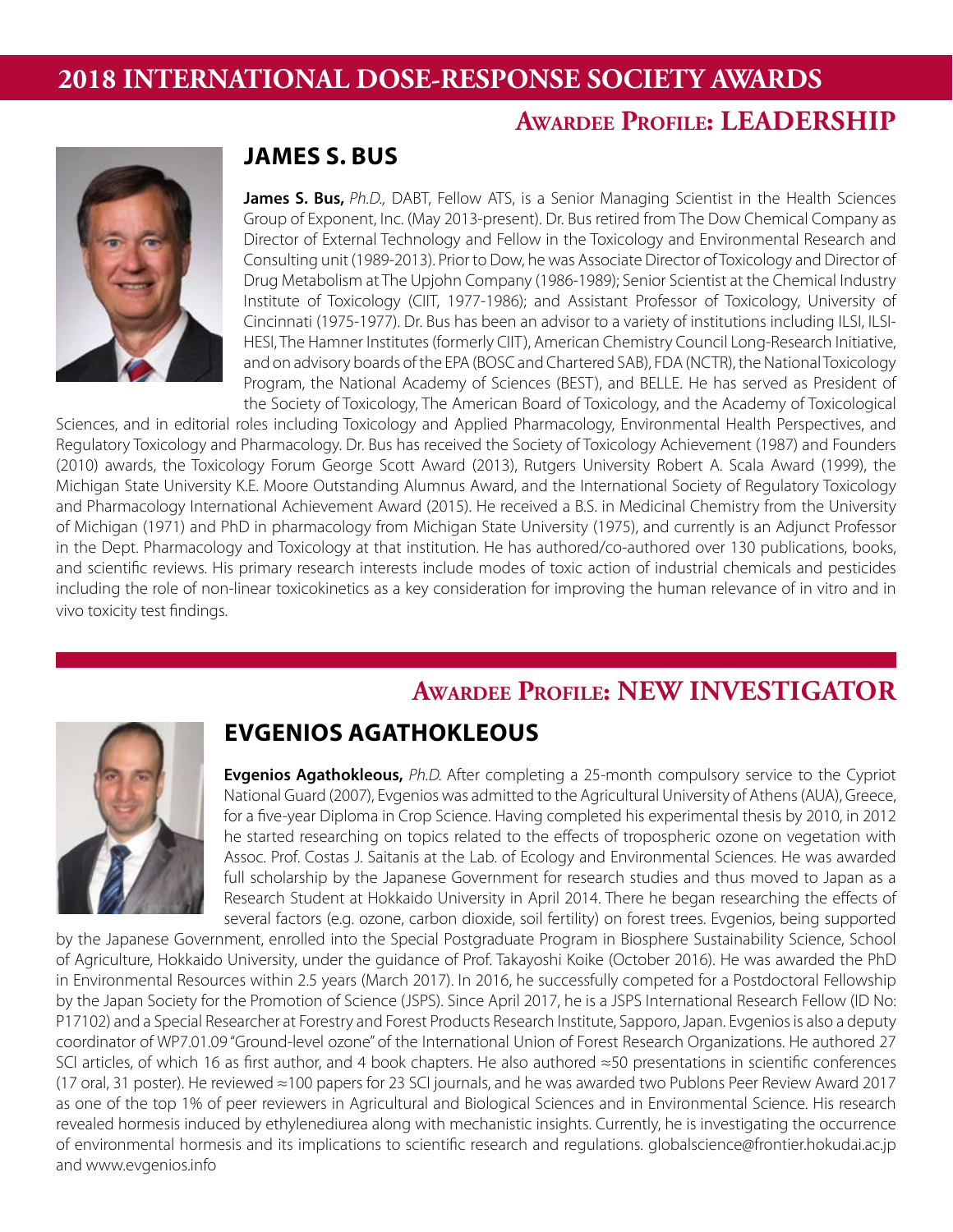# 2018 INTERNATIONAL DOSE-RESPONSE SOCIETY AWARDS

## Awardee Profile: LEADERSHIP

### JAMES S. BUS

**James S. Bus,** *Ph.D.,* DABT, Fellow ATS, is a Senior Managing Scientist in the Health Sciences Group of Exponent, Inc. (May 2013-present). Dr. Bus retired from The Dow Chemical Company as Director of External Technology and Fellow in the Toxicology and Environmental Research and Consulting unit (1989-2013). Prior to Dow, he was Associate Director of Toxicology and Director of Drug Metabolism at The Upjohn Company (1986-1989); Senior Scientist at the Chemical Industry Institute of Toxicology (CIIT, 1977-1986); and Assistant Professor of Toxicology, University of Cincinnati (1975-1977). Dr. Bus has been an advisor to a variety of institutions including ILSI, ILSI-HESI, The Hamner Institutes (formerly CIIT), American Chemistry Council Long-Research Initiative, and on advisory boards of the EPA (BOSC and Chartered SAB), FDA (NCTR), the National Toxicology Program, the National Academy of Sciences (BEST), and BELLE. He has served as President of the Society of Toxicology, The American Board of Toxicology, and the Academy of Toxicological Sciences, and in editorial roles including Toxicology and Applied Pharmacology, Environmental Health Perspectives, and Regulatory Toxicology and Pharmacology. Dr. Bus has received the Society of Toxicology Achievement (1987) and Founders (2010) awards, the Toxicology Forum George Scott Award (2013), Rutgers University Robert A. Scala Award (1999), the Michigan State University K.E. Moore Outstanding Alumnus Award, and the International Society of Regulatory Toxicology and Pharmacology International Achievement Award (2015). He received a B.S. in Medicinal Chemistry from the University of Michigan (1971) and PhD in pharmacology from Michigan State University (1975), and currently is an Adjunct Professor in the Dept. Pharmacology and Toxicology at that institution. He has authored/co-authored over 130 publications, books, and scientific reviews. His primary research interests include modes of toxic action of industrial chemicals and pesticides including the role of non-linear toxicokinetics as a key consideration for improving the human relevance of in vitro and in vivo toxicity test findings.

## Awardee Profile: NEW INVESTIGATOR

### EVGENIOS AGATHOKLEOUS

**Evgenios Agathokleous,** *Ph.D.* After completing a 25-month compulsory service to the Cypriot National Guard (2007), Evgenios was admitted to the Agricultural University of Athens (AUA), Greece, for a five-year Diploma in Crop Science. Having completed his experimental thesis by 2010, in 2012 he started researching on topics related to the effects of tropospheric ozone on vegetation with Assoc. Prof. Costas J. Saitanis at the Lab. of Ecology and Environmental Sciences. He was awarded full scholarship by the Japanese Government for research studies and thus moved to Japan as a Research Student at Hokkaido University in April 2014. There he began researching the effects of several factors (e.g. ozone, carbon dioxide, soil fertility) on forest trees. Evgenios, being supported by the Japanese Government, enrolled into the Special Postgraduate Program in Biosphere Sustainability Science, School of Agriculture, Hokkaido University, under the guidance of Prof. Takayoshi Koike (October 2016). He was awarded the PhD in Environmental Resources within 2.5 years (March 2017). In 2016, he successfully competed for a Postdoctoral Fellowship by the Japan Society for the Promotion of Science (JSPS). Since April 2017, he is a JSPS International Research Fellow (ID No: P17102) and a Special Researcher at Forestry and Forest Products Research Institute, Sapporo, Japan. Evgenios is also a deputy coordinator of WP7.01.09 "Ground-level ozone" of the International Union of Forest Research Organizations. He authored 27 SCI articles, of which 16 as first author, and 4 book chapters. He also authored ≈50 presentations in scientific conferences (17 oral, 31 poster). He reviewed ≈100 papers for 23 SCI journals, and he was awarded two Publons Peer Review Award 2017 as one of the top 1% of peer reviewers in Agricultural and Biological Sciences and in Environmental Science. His research revealed hormesis induced by ethylenediurea along with mechanistic insights. Currently, he is investigating the occurrence of environmental hormesis and its implications to scientific research and regulations. globalscience@frontier.hokudai.ac.jp and www.evgenios.info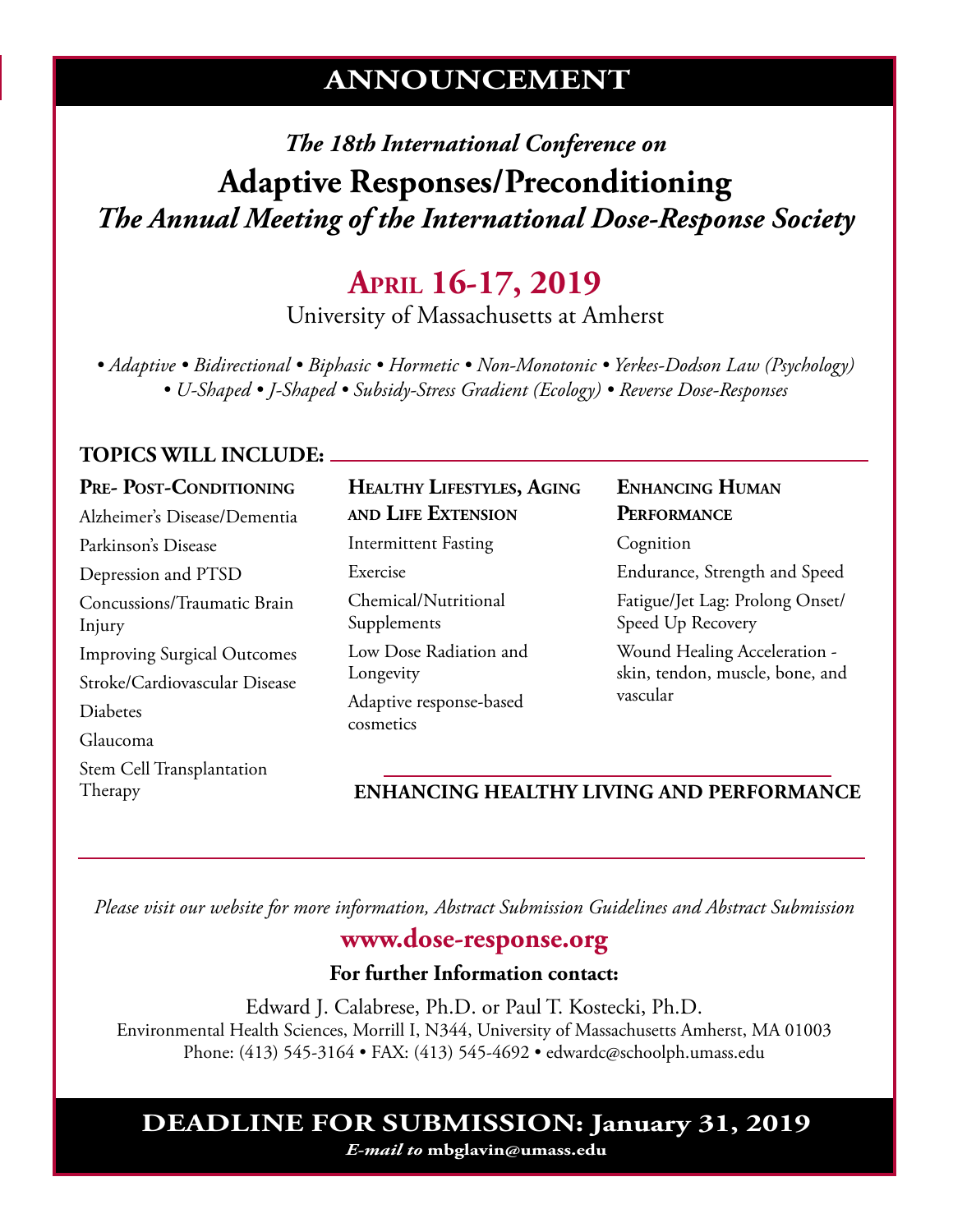# ANNOUNCEMENT

*The 18th International Conference on*

## Adaptive Responses/Preconditioning

*The Annual Meeting of the International Dose-Response Society*

## April 16-17, 2019

University of Massachusetts at Amherst

*• Adaptive • Bidirectional • Biphasic • Hormetic • Non-Monotonic • Yerkes-Dodson Law (Psychology) • U-Shaped • J-Shaped • Subsidy-Stress Gradient (Ecology) • Reverse Dose-Responses*

### TOPICS WILL INCLUDE:

**Pre- Post-Conditioning**

- Alzheimer's Disease/Dementia
- Parkinson's Disease
- Depression and PTSD
- Concussions/Traumatic Brain Injury
- Improving Surgical Outcomes
- Stroke/Cardiovascular Disease
- Diabetes
- Glaucoma
- Stem Cell Transplantation Therapy

**Healthy Lifestyles, Aging and Life Extension**

- Intermittent Fasting
- Exercise
- Chemical/Nutritional Supplements
- Low Dose Radiation and Longevity
- Adaptive response-based cosmetics

**Enhancing Human Performance**

- Cognition
- Endurance, Strength and Speed
- Fatigue/Jet Lag: Prolong Onset/ Speed Up Recovery
- Wound Healing Acceleration - skin, tendon, muscle, bone, and vascular

**ENHANCING HEALTHY LIVING AND PERFORMANCE**

*Please visit our website for more information, Abstract Submission Guidelines and Abstract Submission*

**www.dose-response.org**

**For further Information contact:**

Edward J. Calabrese, Ph.D. or Paul T. Kostecki, Ph.D.
Environmental Health Sciences, Morrill I, N344, University of Massachusetts Amherst, MA 01003
Phone: (413) 545-3164 • FAX: (413) 545-4692 • edwardc@schoolph.umass.edu

## DEADLINE FOR SUBMISSION: January 31, 2019

***E-mail to* mbglavin@umass.edu**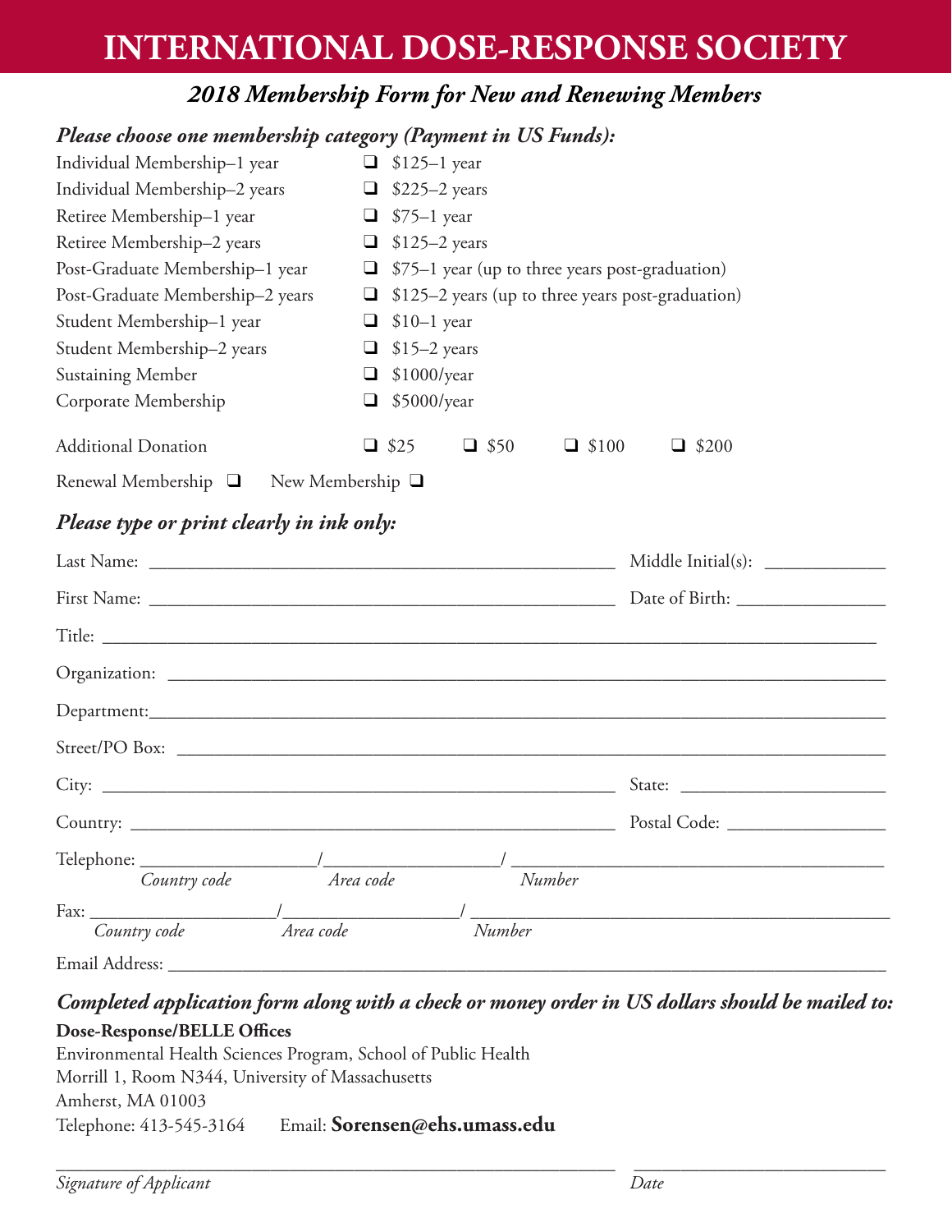# INTERNATIONAL DOSE-RESPONSE SOCIETY

## *2018 Membership Form for New and Renewing Members*

***Please choose one membership category (Payment in US Funds):***

| | |
|---|---|
| Individual Membership–1 year | ❑ $125–1 year |
| Individual Membership–2 years | ❑ $225–2 years |
| Retiree Membership–1 year | ❑ $75–1 year |
| Retiree Membership–2 years | ❑ $125–2 years |
| Post-Graduate Membership–1 year | ❑ $75–1 year (up to three years post-graduation) |
| Post-Graduate Membership–2 years | ❑ $125–2 years (up to three years post-graduation) |
| Student Membership–1 year | ❑ $10–1 year |
| Student Membership–2 years | ❑ $15–2 years |
| Sustaining Member | ❑ $1000/year |
| Corporate Membership | ❑ $5000/year |

Additional Donation ❑ $25 ❑ $50 ❑ $100 ❑ $200

Renewal Membership ❑ New Membership ❑

***Please type or print clearly in ink only:***

Last Name: ____________________________________________ Middle Initial(s): ____________

First Name: ____________________________________________ Date of Birth: ______________

Title: ______________________________________________________________________

Organization: ________________________________________________________________

Department:__________________________________________________________________

Street/PO Box: _______________________________________________________________

City: _______________________________________________ State: ____________________

Country: ____________________________________________ Postal Code: _______________

Telephone: _________________/_________________/ ____________________________________
*Country code* *Area code* *Number*

Fax: _________________/_________________/ ____________________________________
*Country code* *Area code* *Number*

Email Address: _______________________________________________________________

***Completed application form along with a check or money order in US dollars should be mailed to:***

**Dose-Response/BELLE Offices**
Environmental Health Sciences Program, School of Public Health
Morrill 1, Room N344, University of Massachusetts
Amherst, MA 01003
Telephone: 413-545-3164 Email: **Sorensen@ehs.umass.edu**

_____________________________________________________ ________________________
*Signature of Applicant* *Date*